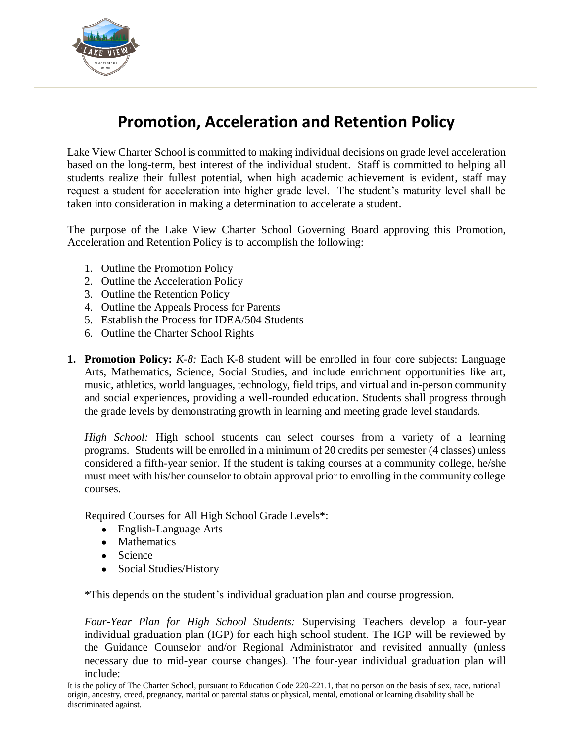# Promotion, Acceleration and Retention Policy

Lake View Charter School is committed to making individual decisions on grade level acceleration based on the long-term, best interest of the individual student. Staff is committed to helping all students realize their fullest potential, when high academic achievement is evident, staff may request a student for acceleration into higher grade level. The student's maturity level shall be taken into consideration in making a determination to accelerate a student.

The purpose of the Lake View Charter School Governing Board approving this Promotion, Acceleration and Retention Policy is to accomplish the following:

1. Outline the Promotion Policy
2. Outline the Acceleration Policy
3. Outline the Retention Policy
4. Outline the Appeals Process for Parents
5. Establish the Process for IDEA/504 Students
6. Outline the Charter School Rights

1. **Promotion Policy:** *K-8:* Each K-8 student will be enrolled in four core subjects: Language Arts, Mathematics, Science, Social Studies, and include enrichment opportunities like art, music, athletics, world languages, technology, field trips, and virtual and in-person community and social experiences, providing a well-rounded education. Students shall progress through the grade levels by demonstrating growth in learning and meeting grade level standards.

   *High School:* High school students can select courses from a variety of a learning programs. Students will be enrolled in a minimum of 20 credits per semester (4 classes) unless considered a fifth-year senior. If the student is taking courses at a community college, he/she must meet with his/her counselor to obtain approval prior to enrolling in the community college courses.

   Required Courses for All High School Grade Levels*:
   - English-Language Arts
   - Mathematics
   - Science
   - Social Studies/History

   *This depends on the student's individual graduation plan and course progression.

   *Four-Year Plan for High School Students:* Supervising Teachers develop a four-year individual graduation plan (IGP) for each high school student. The IGP will be reviewed by the Guidance Counselor and/or Regional Administrator and revisited annually (unless necessary due to mid-year course changes). The four-year individual graduation plan will include:

It is the policy of The Charter School, pursuant to Education Code 220-221.1, that no person on the basis of sex, race, national origin, ancestry, creed, pregnancy, marital or parental status or physical, mental, emotional or learning disability shall be discriminated against.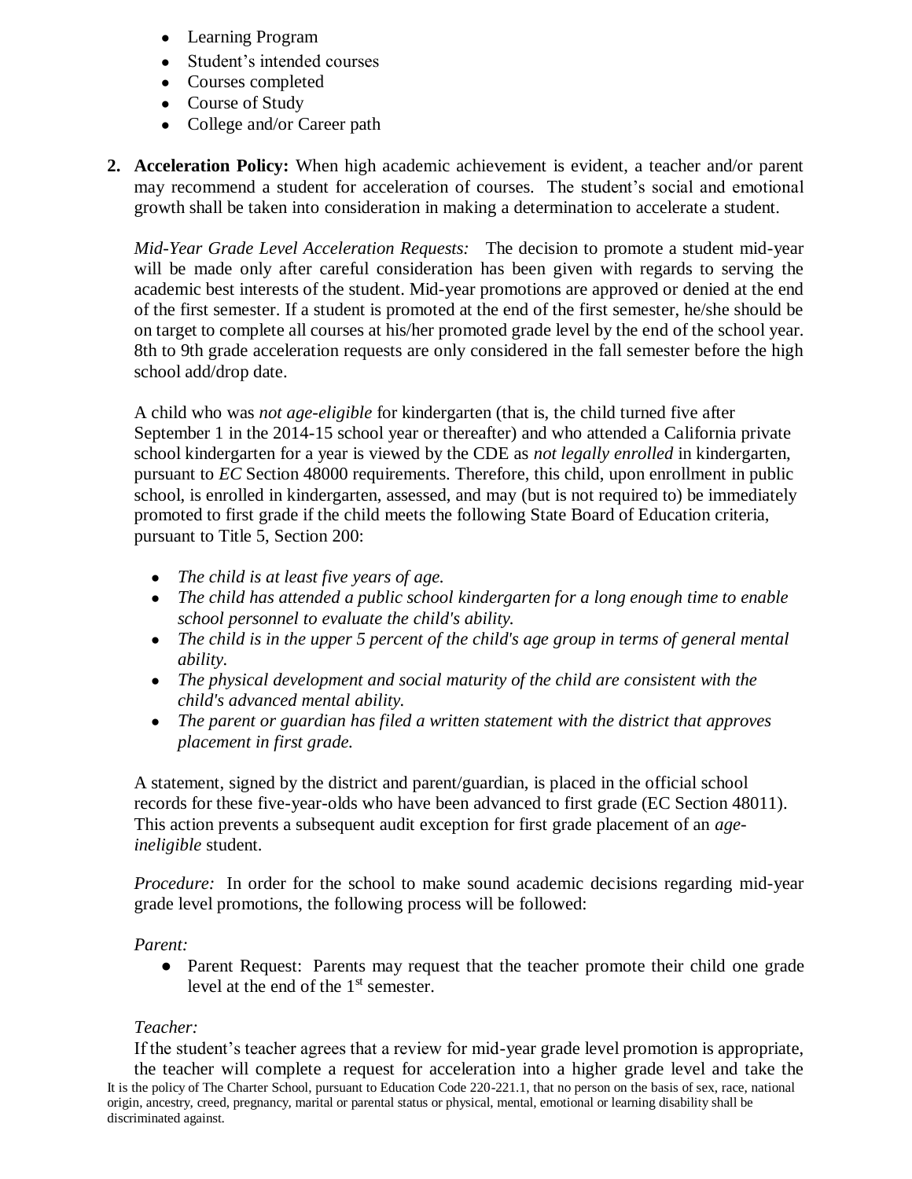- Learning Program
- Student's intended courses
- Courses completed
- Course of Study
- College and/or Career path

2. **Acceleration Policy:** When high academic achievement is evident, a teacher and/or parent may recommend a student for acceleration of courses. The student's social and emotional growth shall be taken into consideration in making a determination to accelerate a student.

   *Mid-Year Grade Level Acceleration Requests:* The decision to promote a student mid-year will be made only after careful consideration has been given with regards to serving the academic best interests of the student. Mid-year promotions are approved or denied at the end of the first semester. If a student is promoted at the end of the first semester, he/she should be on target to complete all courses at his/her promoted grade level by the end of the school year. 8th to 9th grade acceleration requests are only considered in the fall semester before the high school add/drop date.

   A child who was *not age-eligible* for kindergarten (that is, the child turned five after September 1 in the 2014-15 school year or thereafter) and who attended a California private school kindergarten for a year is viewed by the CDE as *not legally enrolled* in kindergarten, pursuant to *EC* Section 48000 requirements. Therefore, this child, upon enrollment in public school, is enrolled in kindergarten, assessed, and may (but is not required to) be immediately promoted to first grade if the child meets the following State Board of Education criteria, pursuant to Title 5, Section 200:

   - *The child is at least five years of age.*
   - *The child has attended a public school kindergarten for a long enough time to enable school personnel to evaluate the child's ability.*
   - *The child is in the upper 5 percent of the child's age group in terms of general mental ability.*
   - *The physical development and social maturity of the child are consistent with the child's advanced mental ability.*
   - *The parent or guardian has filed a written statement with the district that approves placement in first grade.*

   A statement, signed by the district and parent/guardian, is placed in the official school records for these five-year-olds who have been advanced to first grade (EC Section 48011). This action prevents a subsequent audit exception for first grade placement of an *age-ineligible* student.

   *Procedure:* In order for the school to make sound academic decisions regarding mid-year grade level promotions, the following process will be followed:

   *Parent:*

   - Parent Request: Parents may request that the teacher promote their child one grade level at the end of the 1st semester.

   *Teacher:*

   If the student's teacher agrees that a review for mid-year grade level promotion is appropriate, the teacher will complete a request for acceleration into a higher grade level and take the

It is the policy of The Charter School, pursuant to Education Code 220-221.1, that no person on the basis of sex, race, national origin, ancestry, creed, pregnancy, marital or parental status or physical, mental, emotional or learning disability shall be discriminated against.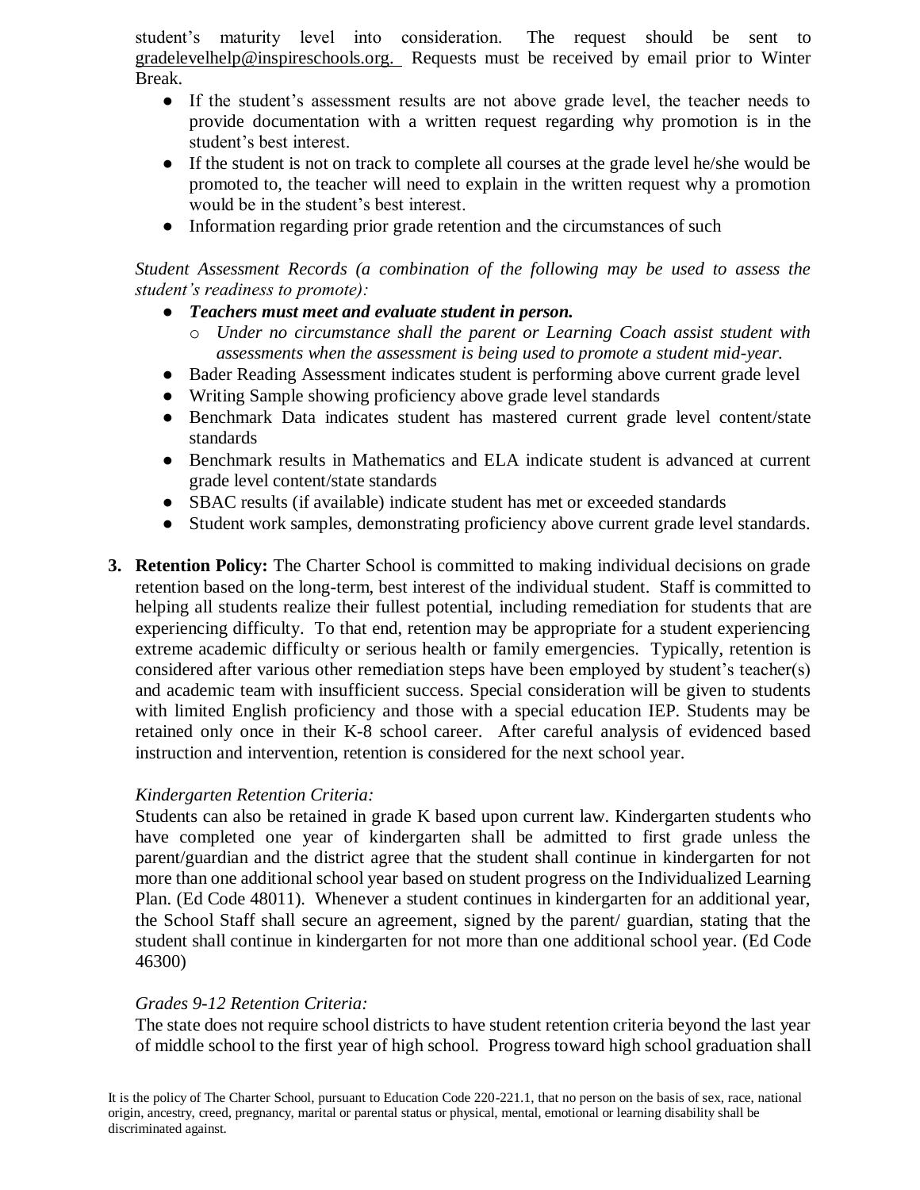student's maturity level into consideration. The request should be sent to gradelevelhelp@inspireschools.org. Requests must be received by email prior to Winter Break.

- If the student's assessment results are not above grade level, the teacher needs to provide documentation with a written request regarding why promotion is in the student's best interest.
- If the student is not on track to complete all courses at the grade level he/she would be promoted to, the teacher will need to explain in the written request why a promotion would be in the student's best interest.
- Information regarding prior grade retention and the circumstances of such

*Student Assessment Records (a combination of the following may be used to assess the student's readiness to promote):*

- ***Teachers must meet and evaluate student in person.***
  - *Under no circumstance shall the parent or Learning Coach assist student with assessments when the assessment is being used to promote a student mid-year.*
- Bader Reading Assessment indicates student is performing above current grade level
- Writing Sample showing proficiency above grade level standards
- Benchmark Data indicates student has mastered current grade level content/state standards
- Benchmark results in Mathematics and ELA indicate student is advanced at current grade level content/state standards
- SBAC results (if available) indicate student has met or exceeded standards
- Student work samples, demonstrating proficiency above current grade level standards.

3. **Retention Policy:** The Charter School is committed to making individual decisions on grade retention based on the long-term, best interest of the individual student. Staff is committed to helping all students realize their fullest potential, including remediation for students that are experiencing difficulty. To that end, retention may be appropriate for a student experiencing extreme academic difficulty or serious health or family emergencies. Typically, retention is considered after various other remediation steps have been employed by student's teacher(s) and academic team with insufficient success. Special consideration will be given to students with limited English proficiency and those with a special education IEP. Students may be retained only once in their K-8 school career. After careful analysis of evidenced based instruction and intervention, retention is considered for the next school year.

   *Kindergarten Retention Criteria:*

   Students can also be retained in grade K based upon current law. Kindergarten students who have completed one year of kindergarten shall be admitted to first grade unless the parent/guardian and the district agree that the student shall continue in kindergarten for not more than one additional school year based on student progress on the Individualized Learning Plan. (Ed Code 48011). Whenever a student continues in kindergarten for an additional year, the School Staff shall secure an agreement, signed by the parent/ guardian, stating that the student shall continue in kindergarten for not more than one additional school year. (Ed Code 46300)

   *Grades 9-12 Retention Criteria:*

   The state does not require school districts to have student retention criteria beyond the last year of middle school to the first year of high school. Progress toward high school graduation shall

It is the policy of The Charter School, pursuant to Education Code 220-221.1, that no person on the basis of sex, race, national origin, ancestry, creed, pregnancy, marital or parental status or physical, mental, emotional or learning disability shall be discriminated against.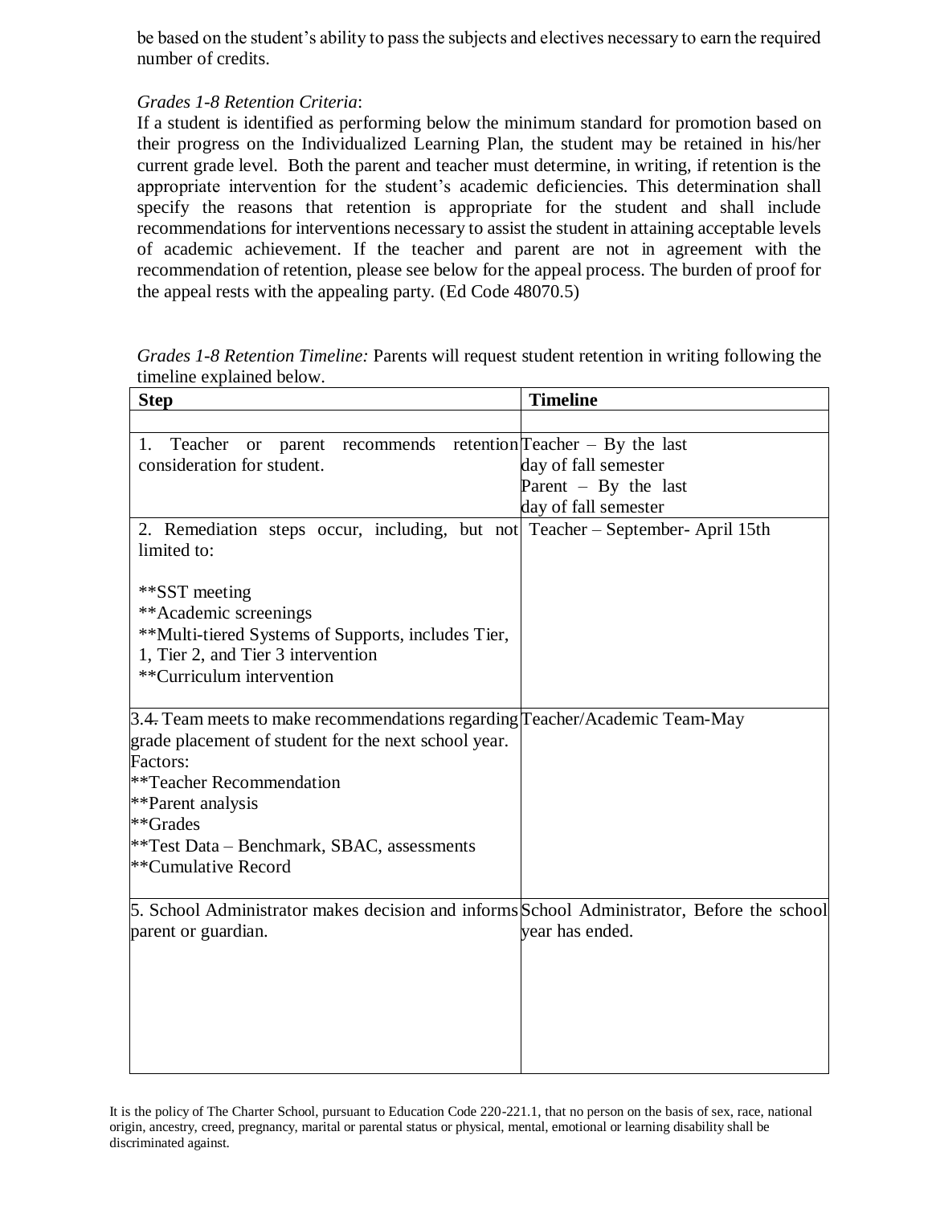be based on the student's ability to pass the subjects and electives necessary to earn the required number of credits.

*Grades 1-8 Retention Criteria*:

If a student is identified as performing below the minimum standard for promotion based on their progress on the Individualized Learning Plan, the student may be retained in his/her current grade level. Both the parent and teacher must determine, in writing, if retention is the appropriate intervention for the student's academic deficiencies. This determination shall specify the reasons that retention is appropriate for the student and shall include recommendations for interventions necessary to assist the student in attaining acceptable levels of academic achievement. If the teacher and parent are not in agreement with the recommendation of retention, please see below for the appeal process. The burden of proof for the appeal rests with the appealing party. (Ed Code 48070.5)

*Grades 1-8 Retention Timeline:* Parents will request student retention in writing following the timeline explained below.

| Step | Timeline |
|---|---|
| | |
| 1. Teacher or parent recommends retention consideration for student. | Teacher – By the last day of fall semester<br>Parent – By the last day of fall semester |
| 2. Remediation steps occur, including, but not limited to:<br><br>**SST meeting<br>**Academic screenings<br>**Multi-tiered Systems of Supports, includes Tier, 1, Tier 2, and Tier 3 intervention<br>**Curriculum intervention | Teacher – September- April 15th |
| 3.~~4.~~ Team meets to make recommendations regarding grade placement of student for the next school year.<br>Factors:<br>**Teacher Recommendation<br>**Parent analysis<br>**Grades<br>**Test Data – Benchmark, SBAC, assessments<br>**Cumulative Record | Teacher/Academic Team-May |
| 5. School Administrator makes decision and informs parent or guardian. | School Administrator, Before the school year has ended. |

It is the policy of The Charter School, pursuant to Education Code 220-221.1, that no person on the basis of sex, race, national origin, ancestry, creed, pregnancy, marital or parental status or physical, mental, emotional or learning disability shall be discriminated against.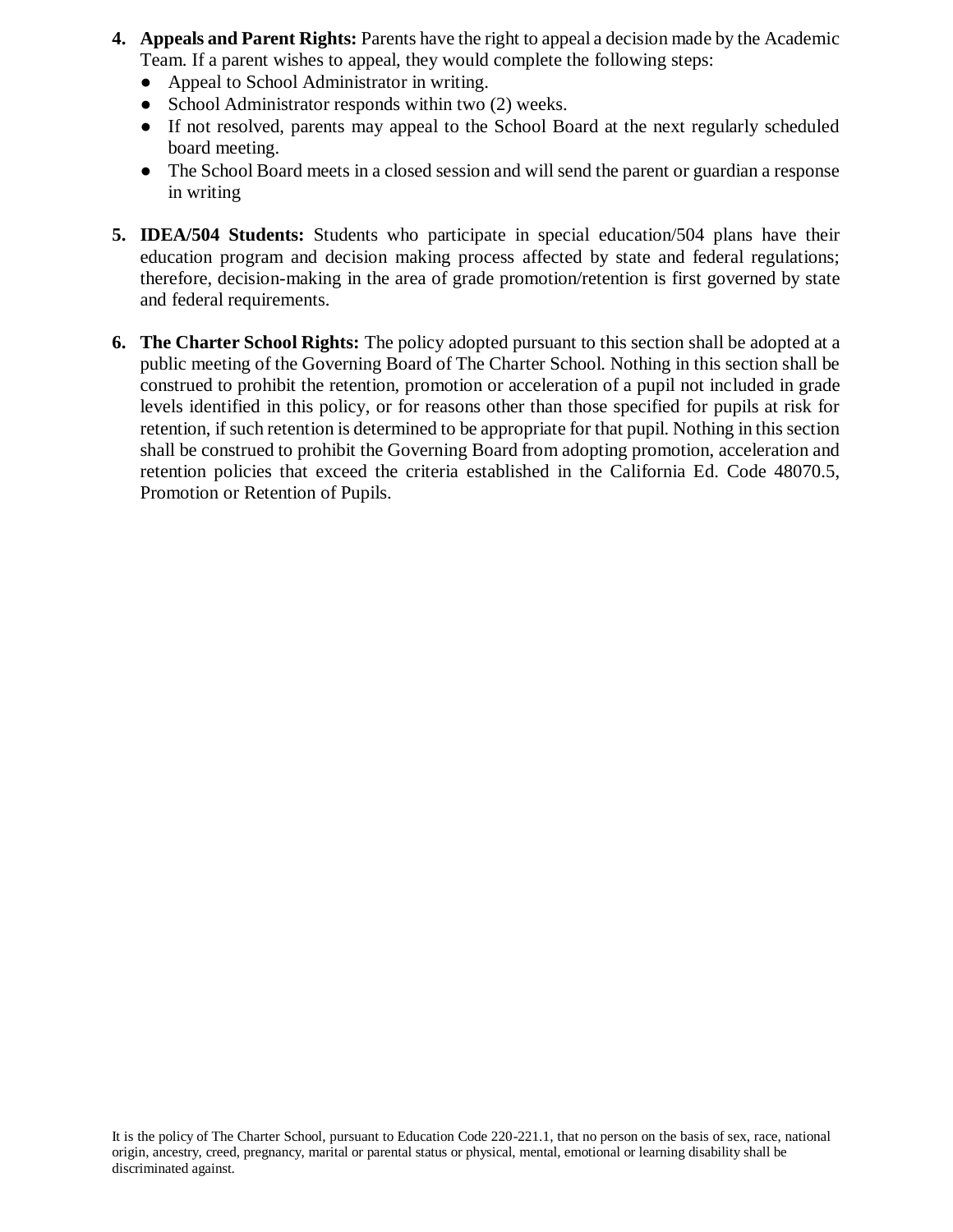4. **Appeals and Parent Rights:** Parents have the right to appeal a decision made by the Academic Team. If a parent wishes to appeal, they would complete the following steps:
   - Appeal to School Administrator in writing.
   - School Administrator responds within two (2) weeks.
   - If not resolved, parents may appeal to the School Board at the next regularly scheduled board meeting.
   - The School Board meets in a closed session and will send the parent or guardian a response in writing

5. **IDEA/504 Students:** Students who participate in special education/504 plans have their education program and decision making process affected by state and federal regulations; therefore, decision-making in the area of grade promotion/retention is first governed by state and federal requirements.

6. **The Charter School Rights:** The policy adopted pursuant to this section shall be adopted at a public meeting of the Governing Board of The Charter School. Nothing in this section shall be construed to prohibit the retention, promotion or acceleration of a pupil not included in grade levels identified in this policy, or for reasons other than those specified for pupils at risk for retention, if such retention is determined to be appropriate for that pupil. Nothing in this section shall be construed to prohibit the Governing Board from adopting promotion, acceleration and retention policies that exceed the criteria established in the California Ed. Code 48070.5, Promotion or Retention of Pupils.

It is the policy of The Charter School, pursuant to Education Code 220-221.1, that no person on the basis of sex, race, national origin, ancestry, creed, pregnancy, marital or parental status or physical, mental, emotional or learning disability shall be discriminated against.